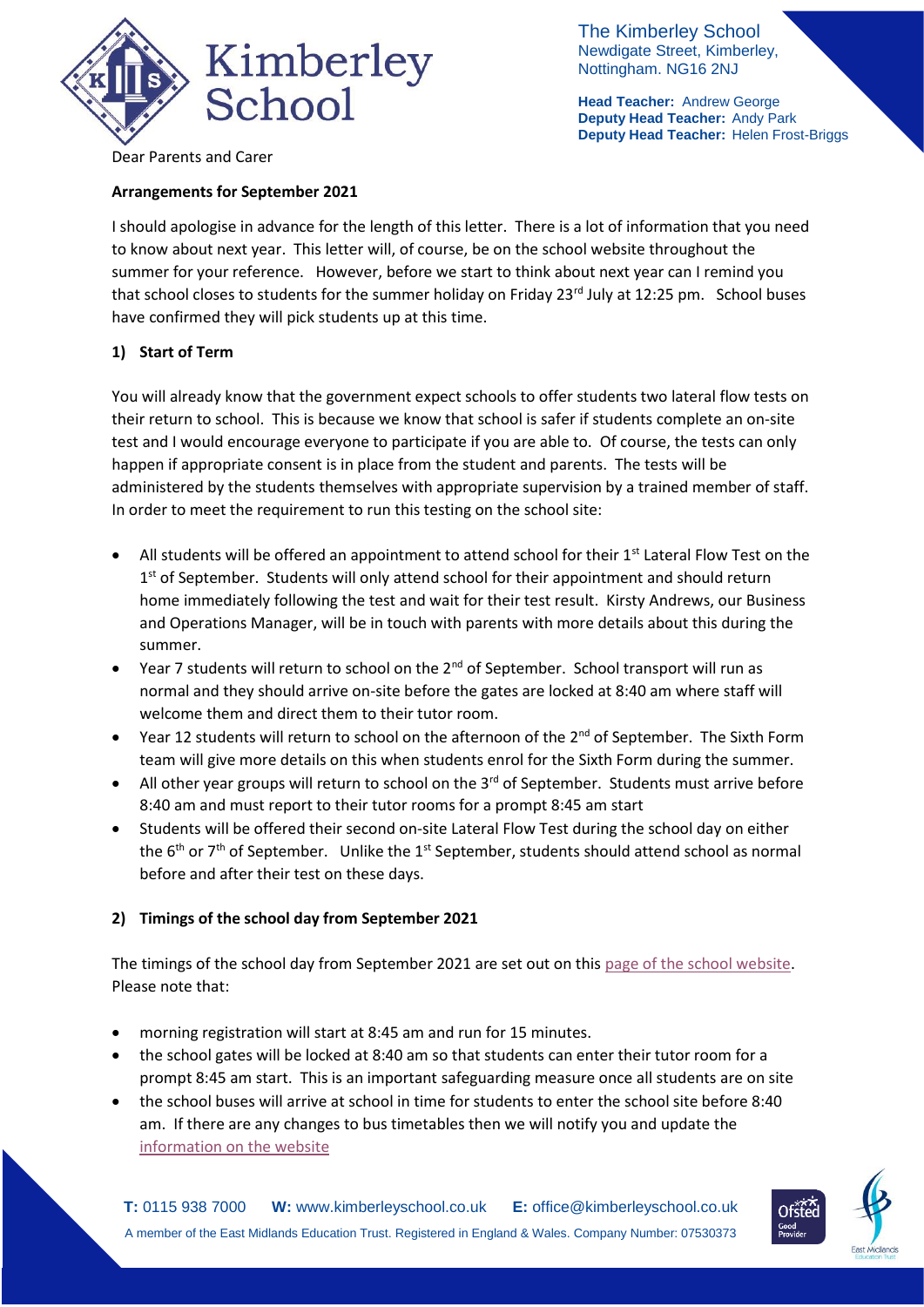The Kimberley School
Newdigate Street, Kimberley,
Nottingham. NG16 2NJ

**Head Teacher:** Andrew George
**Deputy Head Teacher:** Andy Park
**Deputy Head Teacher:** Helen Frost-Briggs

Dear Parents and Carer

**Arrangements for September 2021**

I should apologise in advance for the length of this letter. There is a lot of information that you need to know about next year. This letter will, of course, be on the school website throughout the summer for your reference. However, before we start to think about next year can I remind you that school closes to students for the summer holiday on Friday 23rd July at 12:25 pm. School buses have confirmed they will pick students up at this time.

## 1) Start of Term

You will already know that the government expect schools to offer students two lateral flow tests on their return to school. This is because we know that school is safer if students complete an on-site test and I would encourage everyone to participate if you are able to. Of course, the tests can only happen if appropriate consent is in place from the student and parents. The tests will be administered by the students themselves with appropriate supervision by a trained member of staff. In order to meet the requirement to run this testing on the school site:

- All students will be offered an appointment to attend school for their 1st Lateral Flow Test on the 1st of September. Students will only attend school for their appointment and should return home immediately following the test and wait for their test result. Kirsty Andrews, our Business and Operations Manager, will be in touch with parents with more details about this during the summer.
- Year 7 students will return to school on the 2nd of September. School transport will run as normal and they should arrive on-site before the gates are locked at 8:40 am where staff will welcome them and direct them to their tutor room.
- Year 12 students will return to school on the afternoon of the 2nd of September. The Sixth Form team will give more details on this when students enrol for the Sixth Form during the summer.
- All other year groups will return to school on the 3rd of September. Students must arrive before 8:40 am and must report to their tutor rooms for a prompt 8:45 am start
- Students will be offered their second on-site Lateral Flow Test during the school day on either the 6th or 7th of September. Unlike the 1st September, students should attend school as normal before and after their test on these days.

## 2) Timings of the school day from September 2021

The timings of the school day from September 2021 are set out on this page of the school website. Please note that:

- morning registration will start at 8:45 am and run for 15 minutes.
- the school gates will be locked at 8:40 am so that students can enter their tutor room for a prompt 8:45 am start. This is an important safeguarding measure once all students are on site
- the school buses will arrive at school in time for students to enter the school site before 8:40 am. If there are any changes to bus timetables then we will notify you and update the information on the website

**T:** 0115 938 7000 **W:** www.kimberleyschool.co.uk **E:** office@kimberleyschool.co.uk
A member of the East Midlands Education Trust. Registered in England & Wales. Company Number: 07530373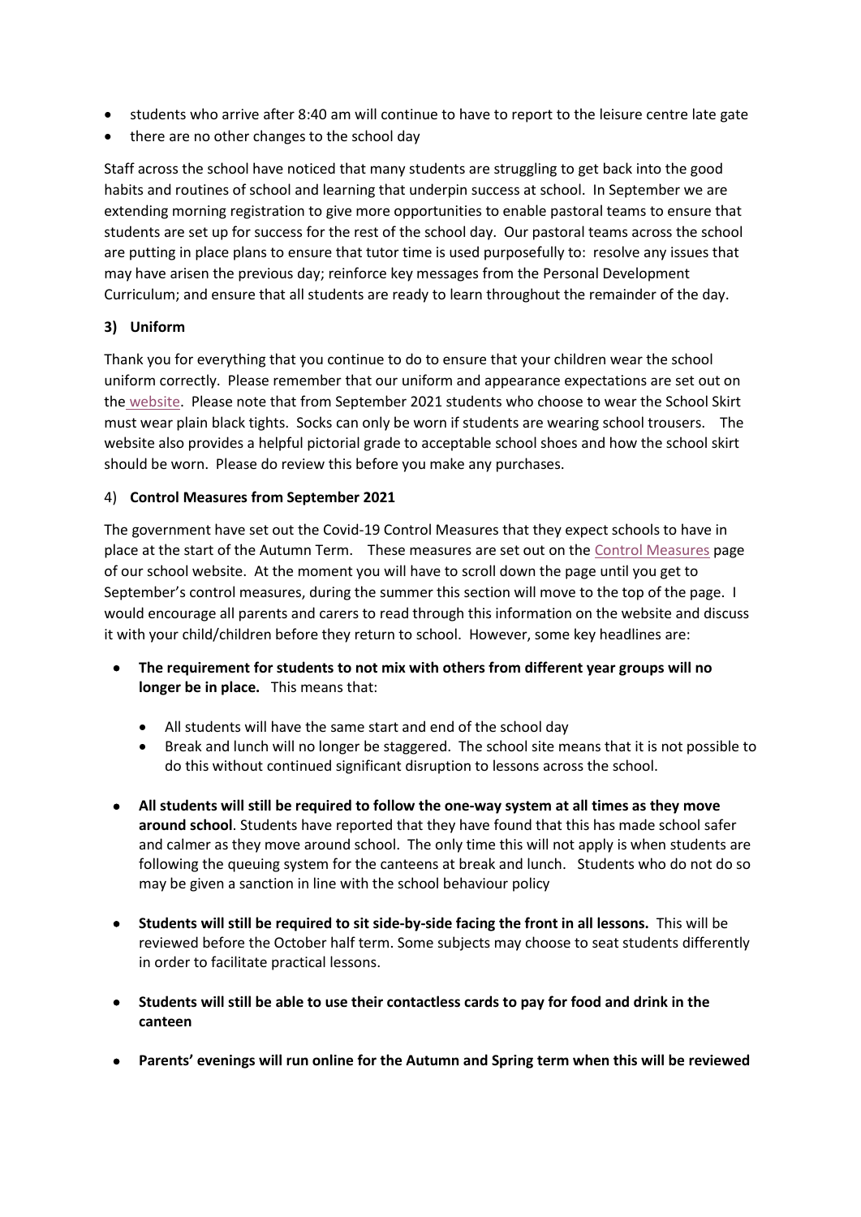- students who arrive after 8:40 am will continue to have to report to the leisure centre late gate
- there are no other changes to the school day

Staff across the school have noticed that many students are struggling to get back into the good habits and routines of school and learning that underpin success at school. In September we are extending morning registration to give more opportunities to enable pastoral teams to ensure that students are set up for success for the rest of the school day. Our pastoral teams across the school are putting in place plans to ensure that tutor time is used purposefully to: resolve any issues that may have arisen the previous day; reinforce key messages from the Personal Development Curriculum; and ensure that all students are ready to learn throughout the remainder of the day.

### 3) Uniform

Thank you for everything that you continue to do to ensure that your children wear the school uniform correctly. Please remember that our uniform and appearance expectations are set out on the website. Please note that from September 2021 students who choose to wear the School Skirt must wear plain black tights. Socks can only be worn if students are wearing school trousers. The website also provides a helpful pictorial grade to acceptable school shoes and how the school skirt should be worn. Please do review this before you make any purchases.

### 4) Control Measures from September 2021

The government have set out the Covid-19 Control Measures that they expect schools to have in place at the start of the Autumn Term. These measures are set out on the Control Measures page of our school website. At the moment you will have to scroll down the page until you get to September's control measures, during the summer this section will move to the top of the page. I would encourage all parents and carers to read through this information on the website and discuss it with your child/children before they return to school. However, some key headlines are:

- **The requirement for students to not mix with others from different year groups will no longer be in place.** This means that:
  - All students will have the same start and end of the school day
  - Break and lunch will no longer be staggered. The school site means that it is not possible to do this without continued significant disruption to lessons across the school.
- **All students will still be required to follow the one-way system at all times as they move around school**. Students have reported that they have found that this has made school safer and calmer as they move around school. The only time this will not apply is when students are following the queuing system for the canteens at break and lunch. Students who do not do so may be given a sanction in line with the school behaviour policy
- **Students will still be required to sit side-by-side facing the front in all lessons.** This will be reviewed before the October half term. Some subjects may choose to seat students differently in order to facilitate practical lessons.
- **Students will still be able to use their contactless cards to pay for food and drink in the canteen**
- **Parents' evenings will run online for the Autumn and Spring term when this will be reviewed**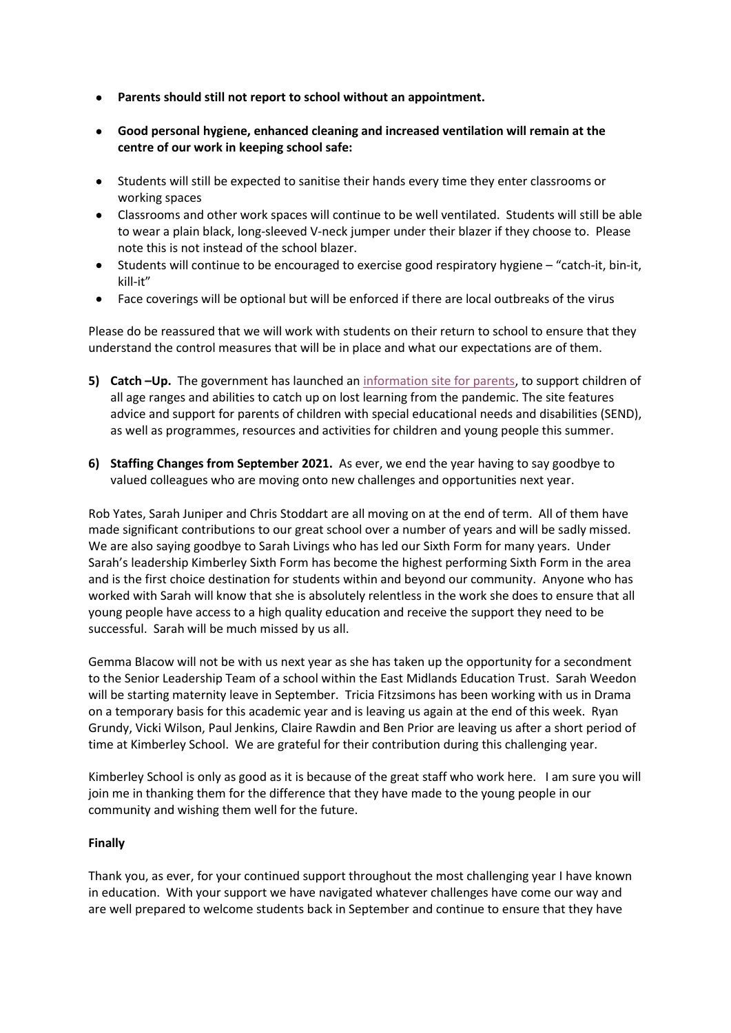- **Parents should still not report to school without an appointment.**
- **Good personal hygiene, enhanced cleaning and increased ventilation will remain at the centre of our work in keeping school safe:**
- Students will still be expected to sanitise their hands every time they enter classrooms or working spaces
- Classrooms and other work spaces will continue to be well ventilated. Students will still be able to wear a plain black, long-sleeved V-neck jumper under their blazer if they choose to. Please note this is not instead of the school blazer.
- Students will continue to be encouraged to exercise good respiratory hygiene – "catch-it, bin-it, kill-it"
- Face coverings will be optional but will be enforced if there are local outbreaks of the virus

Please do be reassured that we will work with students on their return to school to ensure that they understand the control measures that will be in place and what our expectations are of them.

5) **Catch –Up.** The government has launched an information site for parents, to support children of all age ranges and abilities to catch up on lost learning from the pandemic. The site features advice and support for parents of children with special educational needs and disabilities (SEND), as well as programmes, resources and activities for children and young people this summer.

6) **Staffing Changes from September 2021.** As ever, we end the year having to say goodbye to valued colleagues who are moving onto new challenges and opportunities next year.

Rob Yates, Sarah Juniper and Chris Stoddart are all moving on at the end of term. All of them have made significant contributions to our great school over a number of years and will be sadly missed. We are also saying goodbye to Sarah Livings who has led our Sixth Form for many years. Under Sarah's leadership Kimberley Sixth Form has become the highest performing Sixth Form in the area and is the first choice destination for students within and beyond our community. Anyone who has worked with Sarah will know that she is absolutely relentless in the work she does to ensure that all young people have access to a high quality education and receive the support they need to be successful. Sarah will be much missed by us all.

Gemma Blacow will not be with us next year as she has taken up the opportunity for a secondment to the Senior Leadership Team of a school within the East Midlands Education Trust. Sarah Weedon will be starting maternity leave in September. Tricia Fitzsimons has been working with us in Drama on a temporary basis for this academic year and is leaving us again at the end of this week. Ryan Grundy, Vicki Wilson, Paul Jenkins, Claire Rawdin and Ben Prior are leaving us after a short period of time at Kimberley School. We are grateful for their contribution during this challenging year.

Kimberley School is only as good as it is because of the great staff who work here. I am sure you will join me in thanking them for the difference that they have made to the young people in our community and wishing them well for the future.

**Finally**

Thank you, as ever, for your continued support throughout the most challenging year I have known in education. With your support we have navigated whatever challenges have come our way and are well prepared to welcome students back in September and continue to ensure that they have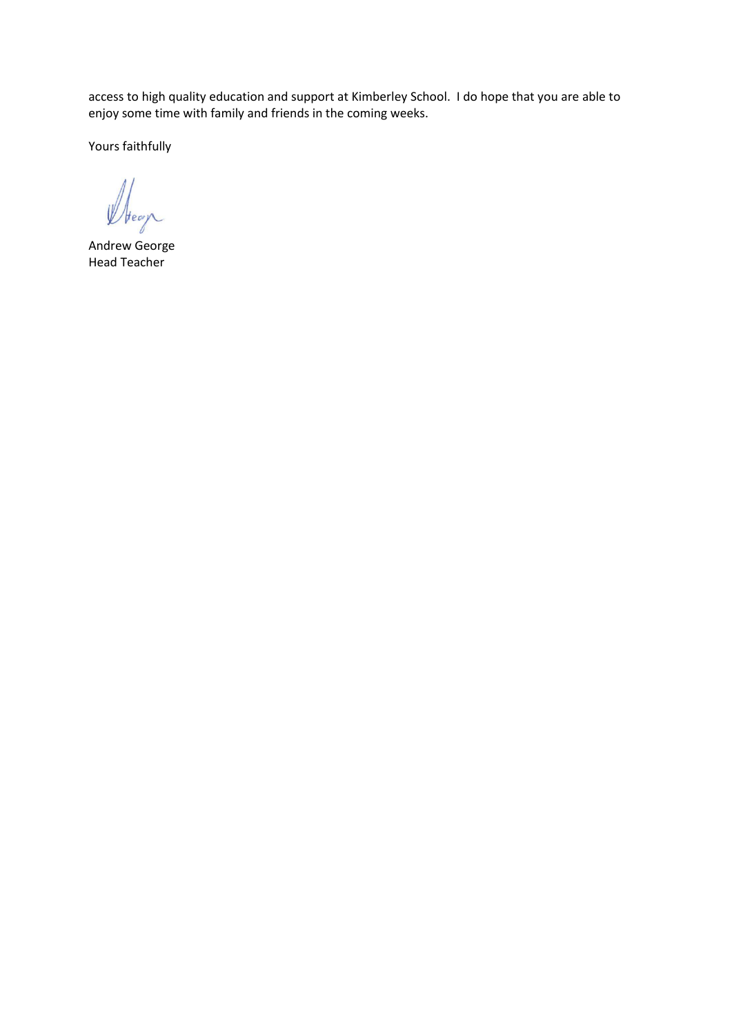access to high quality education and support at Kimberley School. I do hope that you are able to enjoy some time with family and friends in the coming weeks.

Yours faithfully

Andrew George
Head Teacher